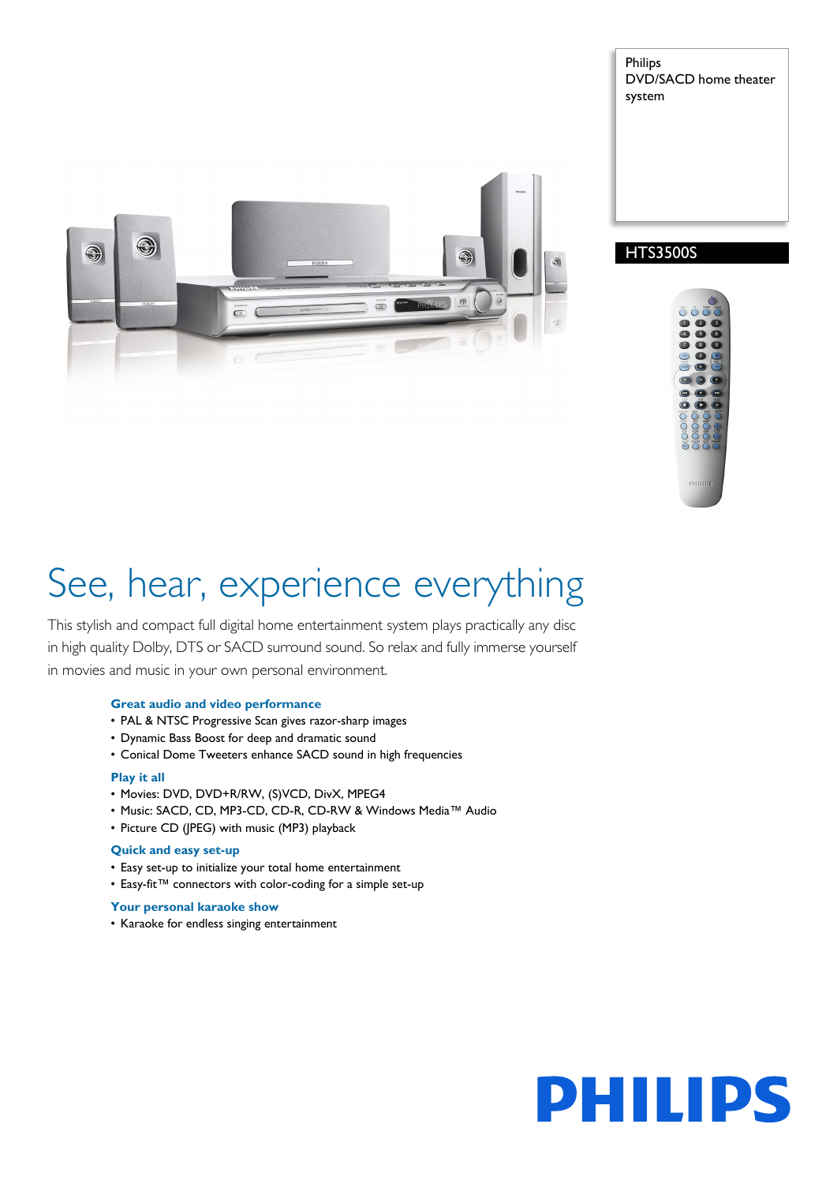Philips
DVD/SACD home theater system

HTS3500S

# See, hear, experience everything

This stylish and compact full digital home entertainment system plays practically any disc in high quality Dolby, DTS or SACD surround sound. So relax and fully immerse yourself in movies and music in your own personal environment.

### Great audio and video performance

- PAL & NTSC Progressive Scan gives razor-sharp images
- Dynamic Bass Boost for deep and dramatic sound
- Conical Dome Tweeters enhance SACD sound in high frequencies

### Play it all

- Movies: DVD, DVD+R/RW, (S)VCD, DivX, MPEG4
- Music: SACD, CD, MP3-CD, CD-R, CD-RW & Windows Media™ Audio
- Picture CD (JPEG) with music (MP3) playback

### Quick and easy set-up

- Easy set-up to initialize your total home entertainment
- Easy-fit™ connectors with color-coding for a simple set-up

### Your personal karaoke show

- Karaoke for endless singing entertainment

PHILIPS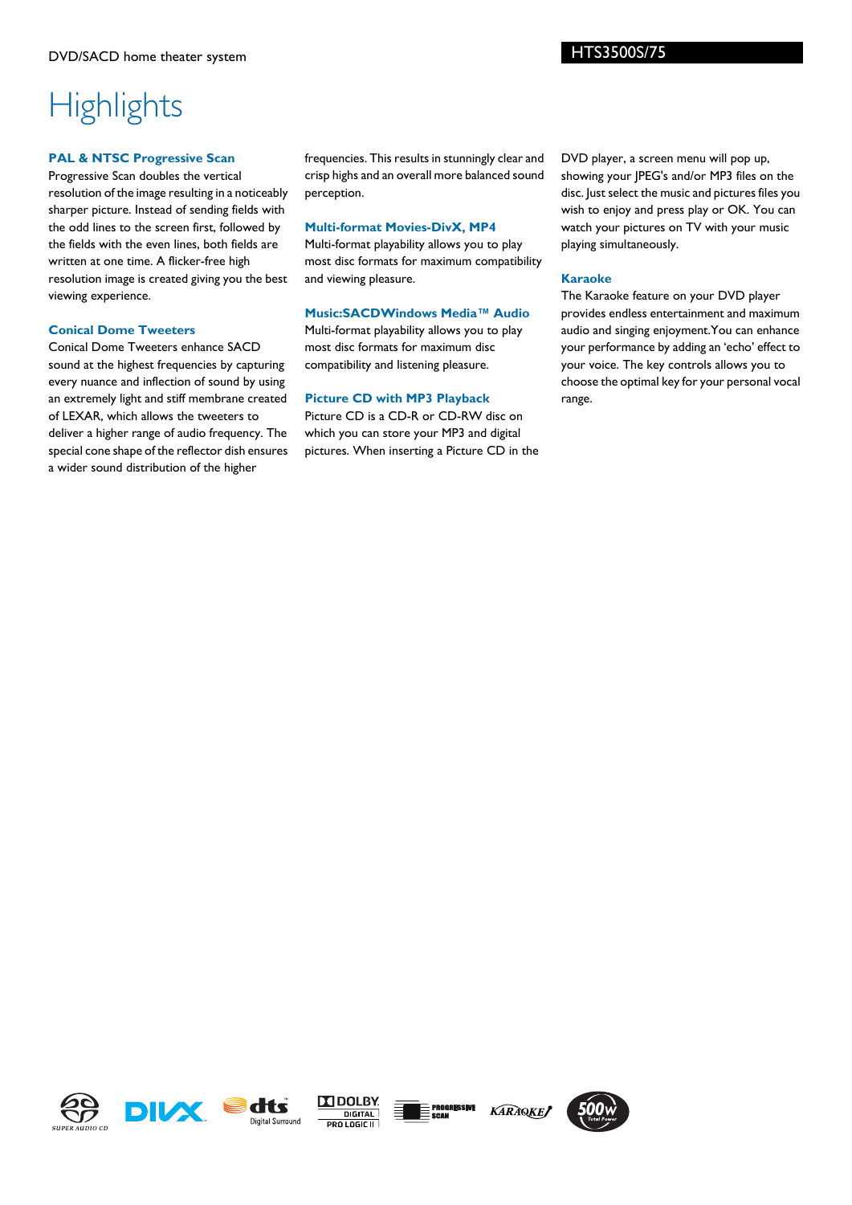# Highlights

### PAL & NTSC Progressive Scan

Progressive Scan doubles the vertical resolution of the image resulting in a noticeably sharper picture. Instead of sending fields with the odd lines to the screen first, followed by the fields with the even lines, both fields are written at one time. A flicker-free high resolution image is created giving you the best viewing experience.

### Conical Dome Tweeters

Conical Dome Tweeters enhance SACD sound at the highest frequencies by capturing every nuance and inflection of sound by using an extremely light and stiff membrane created of LEXAR, which allows the tweeters to deliver a higher range of audio frequency. The special cone shape of the reflector dish ensures a wider sound distribution of the higher frequencies. This results in stunningly clear and crisp highs and an overall more balanced sound perception.

### Multi-format Movies-DivX, MP4

Multi-format playability allows you to play most disc formats for maximum compatibility and viewing pleasure.

### Music:SACDWindows Media™ Audio

Multi-format playability allows you to play most disc formats for maximum disc compatibility and listening pleasure.

### Picture CD with MP3 Playback

Picture CD is a CD-R or CD-RW disc on which you can store your MP3 and digital pictures. When inserting a Picture CD in the DVD player, a screen menu will pop up, showing your JPEG's and/or MP3 files on the disc. Just select the music and pictures files you wish to enjoy and press play or OK. You can watch your pictures on TV with your music playing simultaneously.

### Karaoke

The Karaoke feature on your DVD player provides endless entertainment and maximum audio and singing enjoyment.You can enhance your performance by adding an 'echo' effect to your voice. The key controls allows you to choose the optimal key for your personal vocal range.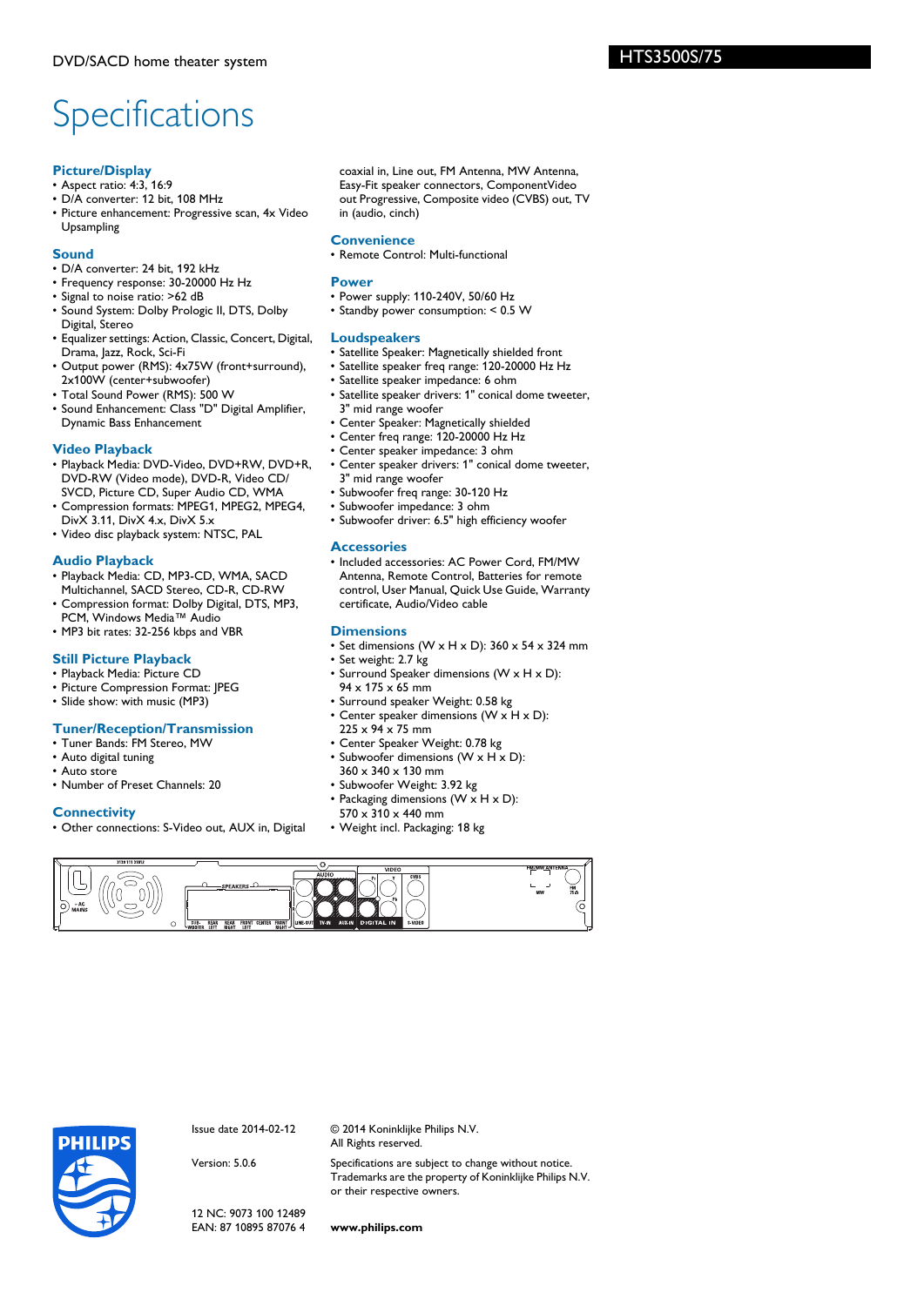DVD/SACD home theater system

HTS3500S/75

# Specifications

## Picture/Display

- Aspect ratio: 4:3, 16:9
- D/A converter: 12 bit, 108 MHz
- Picture enhancement: Progressive scan, 4x Video Upsampling

## Sound

- D/A converter: 24 bit, 192 kHz
- Frequency response: 30-20000 Hz Hz
- Signal to noise ratio: >62 dB
- Sound System: Dolby Prologic II, DTS, Dolby Digital, Stereo
- Equalizer settings: Action, Classic, Concert, Digital, Drama, Jazz, Rock, Sci-Fi
- Output power (RMS): 4x75W (front+surround), 2x100W (center+subwoofer)
- Total Sound Power (RMS): 500 W
- Sound Enhancement: Class "D" Digital Amplifier, Dynamic Bass Enhancement

## Video Playback

- Playback Media: DVD-Video, DVD+RW, DVD+R, DVD-RW (Video mode), DVD-R, Video CD/ SVCD, Picture CD, Super Audio CD, WMA
- Compression formats: MPEG1, MPEG2, MPEG4, DivX 3.11, DivX 4.x, DivX 5.x
- Video disc playback system: NTSC, PAL

## Audio Playback

- Playback Media: CD, MP3-CD, WMA, SACD Multichannel, SACD Stereo, CD-R, CD-RW
- Compression format: Dolby Digital, DTS, MP3, PCM, Windows Media™ Audio
- MP3 bit rates: 32-256 kbps and VBR

## Still Picture Playback

- Playback Media: Picture CD
- Picture Compression Format: JPEG
- Slide show: with music (MP3)

## Tuner/Reception/Transmission

- Tuner Bands: FM Stereo, MW
- Auto digital tuning
- Auto store
- Number of Preset Channels: 20

## Connectivity

- Other connections: S-Video out, AUX in, Digital coaxial in, Line out, FM Antenna, MW Antenna, Easy-Fit speaker connectors, ComponentVideo out Progressive, Composite video (CVBS) out, TV in (audio, cinch)

## Convenience

- Remote Control: Multi-functional

## Power

- Power supply: 110-240V, 50/60 Hz
- Standby power consumption: < 0.5 W

## Loudspeakers

- Satellite Speaker: Magnetically shielded front
- Satellite speaker freq range: 120-20000 Hz Hz
- Satellite speaker impedance: 6 ohm
- Satellite speaker drivers: 1" conical dome tweeter, 3" mid range woofer
- Center Speaker: Magnetically shielded
- Center freq range: 120-20000 Hz Hz
- Center speaker impedance: 3 ohm
- Center speaker drivers: 1" conical dome tweeter, 3" mid range woofer
- Subwoofer freq range: 30-120 Hz
- Subwoofer impedance: 3 ohm
- Subwoofer driver: 6.5" high efficiency woofer

## Accessories

- Included accessories: AC Power Cord, FM/MW Antenna, Remote Control, Batteries for remote control, User Manual, Quick Use Guide, Warranty certificate, Audio/Video cable

## Dimensions

- Set dimensions (W x H x D): 360 x 54 x 324 mm
- Set weight: 2.7 kg
- Surround Speaker dimensions (W x H x D): 94 x 175 x 65 mm
- Surround speaker Weight: 0.58 kg
- Center speaker dimensions (W x H x D): 225 x 94 x 75 mm
- Center Speaker Weight: 0.78 kg
- Subwoofer dimensions (W x H x D): 360 x 340 x 130 mm
- Subwoofer Weight: 3.92 kg
- Packaging dimensions (W x H x D): 570 x 310 x 440 mm
- Weight incl. Packaging: 18 kg

Issue date 2014-02-12

Version: 5.0.6

12 NC: 9073 100 12489
EAN: 87 10895 87076 4

© 2014 Koninklijke Philips N.V.
All Rights reserved.

Specifications are subject to change without notice. Trademarks are the property of Koninklijke Philips N.V. or their respective owners.

**www.philips.com**